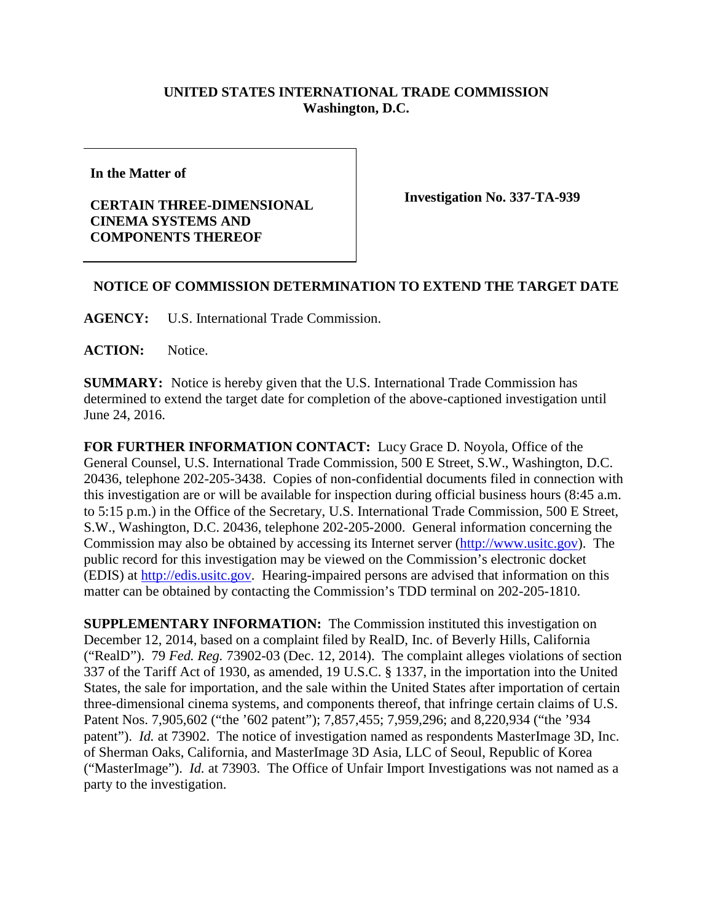**UNITED STATES INTERNATIONAL TRADE COMMISSION**
**Washington, D.C.**

**In the Matter of**

**CERTAIN THREE-DIMENSIONAL CINEMA SYSTEMS AND COMPONENTS THEREOF**

**Investigation No. 337-TA-939**

**NOTICE OF COMMISSION DETERMINATION TO EXTEND THE TARGET DATE**

**AGENCY:** U.S. International Trade Commission.

**ACTION:** Notice.

**SUMMARY:** Notice is hereby given that the U.S. International Trade Commission has determined to extend the target date for completion of the above-captioned investigation until June 24, 2016.

**FOR FURTHER INFORMATION CONTACT:** Lucy Grace D. Noyola, Office of the General Counsel, U.S. International Trade Commission, 500 E Street, S.W., Washington, D.C. 20436, telephone 202-205-3438. Copies of non-confidential documents filed in connection with this investigation are or will be available for inspection during official business hours (8:45 a.m. to 5:15 p.m.) in the Office of the Secretary, U.S. International Trade Commission, 500 E Street, S.W., Washington, D.C. 20436, telephone 202-205-2000. General information concerning the Commission may also be obtained by accessing its Internet server (http://www.usitc.gov). The public record for this investigation may be viewed on the Commission's electronic docket (EDIS) at http://edis.usitc.gov. Hearing-impaired persons are advised that information on this matter can be obtained by contacting the Commission's TDD terminal on 202-205-1810.

**SUPPLEMENTARY INFORMATION:** The Commission instituted this investigation on December 12, 2014, based on a complaint filed by RealD, Inc. of Beverly Hills, California ("RealD"). 79 *Fed. Reg.* 73902-03 (Dec. 12, 2014). The complaint alleges violations of section 337 of the Tariff Act of 1930, as amended, 19 U.S.C. § 1337, in the importation into the United States, the sale for importation, and the sale within the United States after importation of certain three-dimensional cinema systems, and components thereof, that infringe certain claims of U.S. Patent Nos. 7,905,602 ("the '602 patent"); 7,857,455; 7,959,296; and 8,220,934 ("the '934 patent"). *Id.* at 73902. The notice of investigation named as respondents MasterImage 3D, Inc. of Sherman Oaks, California, and MasterImage 3D Asia, LLC of Seoul, Republic of Korea ("MasterImage"). *Id.* at 73903. The Office of Unfair Import Investigations was not named as a party to the investigation.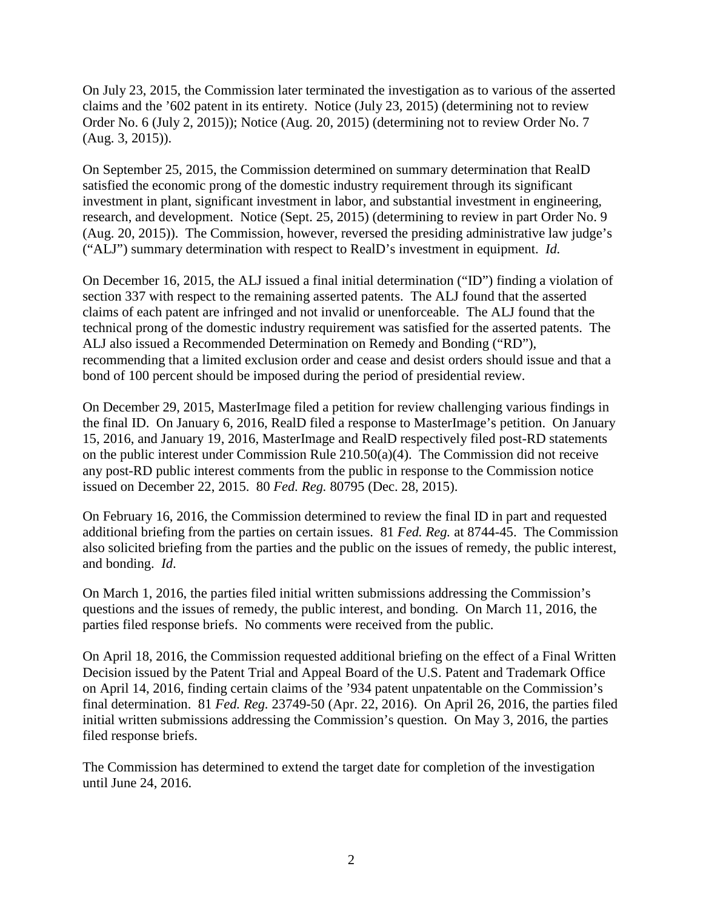On July 23, 2015, the Commission later terminated the investigation as to various of the asserted claims and the '602 patent in its entirety. Notice (July 23, 2015) (determining not to review Order No. 6 (July 2, 2015)); Notice (Aug. 20, 2015) (determining not to review Order No. 7 (Aug. 3, 2015)).

On September 25, 2015, the Commission determined on summary determination that RealD satisfied the economic prong of the domestic industry requirement through its significant investment in plant, significant investment in labor, and substantial investment in engineering, research, and development. Notice (Sept. 25, 2015) (determining to review in part Order No. 9 (Aug. 20, 2015)). The Commission, however, reversed the presiding administrative law judge's ("ALJ") summary determination with respect to RealD's investment in equipment. *Id.*

On December 16, 2015, the ALJ issued a final initial determination ("ID") finding a violation of section 337 with respect to the remaining asserted patents. The ALJ found that the asserted claims of each patent are infringed and not invalid or unenforceable. The ALJ found that the technical prong of the domestic industry requirement was satisfied for the asserted patents. The ALJ also issued a Recommended Determination on Remedy and Bonding ("RD"), recommending that a limited exclusion order and cease and desist orders should issue and that a bond of 100 percent should be imposed during the period of presidential review.

On December 29, 2015, MasterImage filed a petition for review challenging various findings in the final ID. On January 6, 2016, RealD filed a response to MasterImage's petition. On January 15, 2016, and January 19, 2016, MasterImage and RealD respectively filed post-RD statements on the public interest under Commission Rule 210.50(a)(4). The Commission did not receive any post-RD public interest comments from the public in response to the Commission notice issued on December 22, 2015. 80 *Fed. Reg.* 80795 (Dec. 28, 2015).

On February 16, 2016, the Commission determined to review the final ID in part and requested additional briefing from the parties on certain issues. 81 *Fed. Reg.* at 8744-45. The Commission also solicited briefing from the parties and the public on the issues of remedy, the public interest, and bonding. *Id.*

On March 1, 2016, the parties filed initial written submissions addressing the Commission's questions and the issues of remedy, the public interest, and bonding. On March 11, 2016, the parties filed response briefs. No comments were received from the public.

On April 18, 2016, the Commission requested additional briefing on the effect of a Final Written Decision issued by the Patent Trial and Appeal Board of the U.S. Patent and Trademark Office on April 14, 2016, finding certain claims of the '934 patent unpatentable on the Commission's final determination. 81 *Fed. Reg.* 23749-50 (Apr. 22, 2016). On April 26, 2016, the parties filed initial written submissions addressing the Commission's question. On May 3, 2016, the parties filed response briefs.

The Commission has determined to extend the target date for completion of the investigation until June 24, 2016.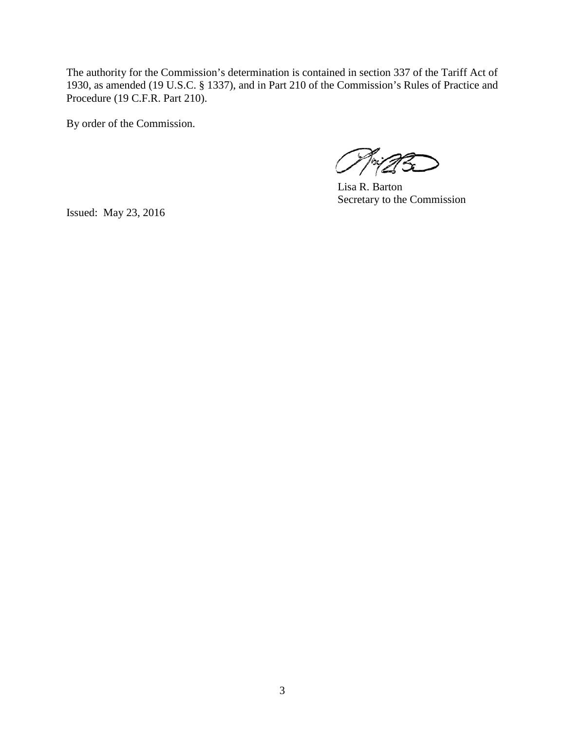The authority for the Commission's determination is contained in section 337 of the Tariff Act of 1930, as amended (19 U.S.C. § 1337), and in Part 210 of the Commission's Rules of Practice and Procedure (19 C.F.R. Part 210).

By order of the Commission.

Lisa R. Barton
Secretary to the Commission

Issued: May 23, 2016